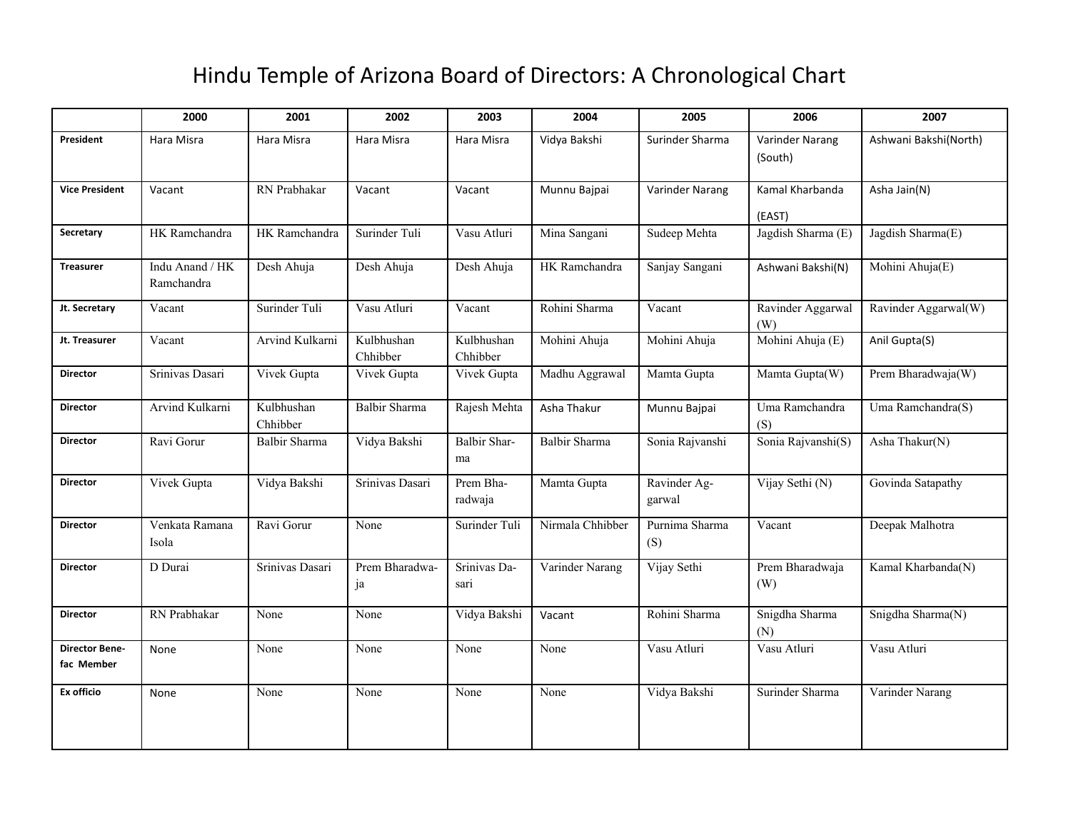# Hindu Temple of Arizona Board of Directors: A Chronological Chart

| | 2000 | 2001 | 2002 | 2003 | 2004 | 2005 | 2006 | 2007 |
|---|---|---|---|---|---|---|---|---|
| **President** | Hara Misra | Hara Misra | Hara Misra | Hara Misra | Vidya Bakshi | Surinder Sharma | Varinder Narang (South) | Ashwani Bakshi(North) |
| **Vice President** | Vacant | RN Prabhakar | Vacant | Vacant | Munnu Bajpai | Varinder Narang | Kamal Kharbanda (EAST) | Asha Jain(N) |
| **Secretary** | HK Ramchandra | HK Ramchandra | Surinder Tuli | Vasu Atluri | Mina Sangani | Sudeep Mehta | Jagdish Sharma (E) | Jagdish Sharma(E) |
| **Treasurer** | Indu Anand / HK Ramchandra | Desh Ahuja | Desh Ahuja | Desh Ahuja | HK Ramchandra | Sanjay Sangani | Ashwani Bakshi(N) | Mohini Ahuja(E) |
| **Jt. Secretary** | Vacant | Surinder Tuli | Vasu Atluri | Vacant | Rohini Sharma | Vacant | Ravinder Aggarwal (W) | Ravinder Aggarwal(W) |
| **Jt. Treasurer** | Vacant | Arvind Kulkarni | Kulbhushan Chhibber | Kulbhushan Chhibber | Mohini Ahuja | Mohini Ahuja | Mohini Ahuja (E) | Anil Gupta(S) |
| **Director** | Srinivas Dasari | Vivek Gupta | Vivek Gupta | Vivek Gupta | Madhu Aggrawal | Mamta Gupta | Mamta Gupta(W) | Prem Bharadwaja(W) |
| **Director** | Arvind Kulkarni | Kulbhushan Chhibber | Balbir Sharma | Rajesh Mehta | Asha Thakur | Munnu Bajpai | Uma Ramchandra (S) | Uma Ramchandra(S) |
| **Director** | Ravi Gorur | Balbir Sharma | Vidya Bakshi | Balbir Sharma | Balbir Sharma | Sonia Rajvanshi | Sonia Rajvanshi(S) | Asha Thakur(N) |
| **Director** | Vivek Gupta | Vidya Bakshi | Srinivas Dasari | Prem Bharadwaja | Mamta Gupta | Ravinder Aggarwal | Vijay Sethi (N) | Govinda Satapathy |
| **Director** | Venkata Ramana Isola | Ravi Gorur | None | Surinder Tuli | Nirmala Chhibber | Purnima Sharma (S) | Vacant | Deepak Malhotra |
| **Director** | D Durai | Srinivas Dasari | Prem Bharadwaja | Srinivas Dasari | Varinder Narang | Vijay Sethi | Prem Bharadwaja (W) | Kamal Kharbanda(N) |
| **Director** | RN Prabhakar | None | None | Vidya Bakshi | Vacant | Rohini Sharma | Snigdha Sharma (N) | Snigdha Sharma(N) |
| **Director Benefac Member** | None | None | None | None | None | Vasu Atluri | Vasu Atluri | Vasu Atluri |
| **Ex officio** | None | None | None | None | None | Vidya Bakshi | Surinder Sharma | Varinder Narang |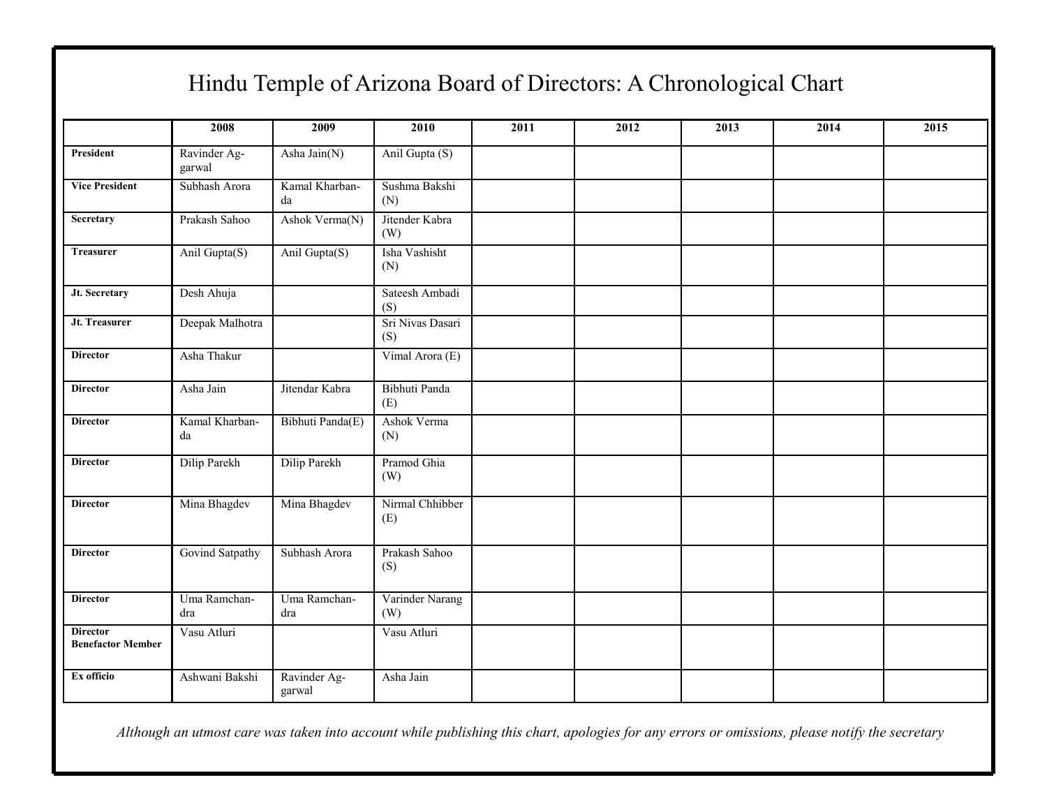# Hindu Temple of Arizona Board of Directors: A Chronological Chart

| | 2008 | 2009 | 2010 | 2011 | 2012 | 2013 | 2014 | 2015 |
|---|---|---|---|---|---|---|---|---|
| **President** | Ravinder Aggarwal | Asha Jain(N) | Anil Gupta (S) | | | | | |
| **Vice President** | Subhash Arora | Kamal Kharbanda | Sushma Bakshi (N) | | | | | |
| **Secretary** | Prakash Sahoo | Ashok Verma(N) | Jitender Kabra (W) | | | | | |
| **Treasurer** | Anil Gupta(S) | Anil Gupta(S) | Isha Vashisht (N) | | | | | |
| **Jt. Secretary** | Desh Ahuja | | Sateesh Ambadi (S) | | | | | |
| **Jt. Treasurer** | Deepak Malhotra | | Sri Nivas Dasari (S) | | | | | |
| **Director** | Asha Thakur | | Vimal Arora (E) | | | | | |
| **Director** | Asha Jain | Jitendar Kabra | Bibhuti Panda (E) | | | | | |
| **Director** | Kamal Kharbanda | Bibhuti Panda(E) | Ashok Verma (N) | | | | | |
| **Director** | Dilip Parekh | Dilip Parekh | Pramod Ghia (W) | | | | | |
| **Director** | Mina Bhagdev | Mina Bhagdev | Nirmal Chhibber (E) | | | | | |
| **Director** | Govind Satpathy | Subhash Arora | Prakash Sahoo (S) | | | | | |
| **Director** | Uma Ramchandra | Uma Ramchandra | Varinder Narang (W) | | | | | |
| **Director Benefactor Member** | Vasu Atluri | | Vasu Atluri | | | | | |
| **Ex officio** | Ashwani Bakshi | Ravinder Aggarwal | Asha Jain | | | | | |

*Although an utmost care was taken into account while publishing this chart, apologies for any errors or omissions, please notify the secretary*